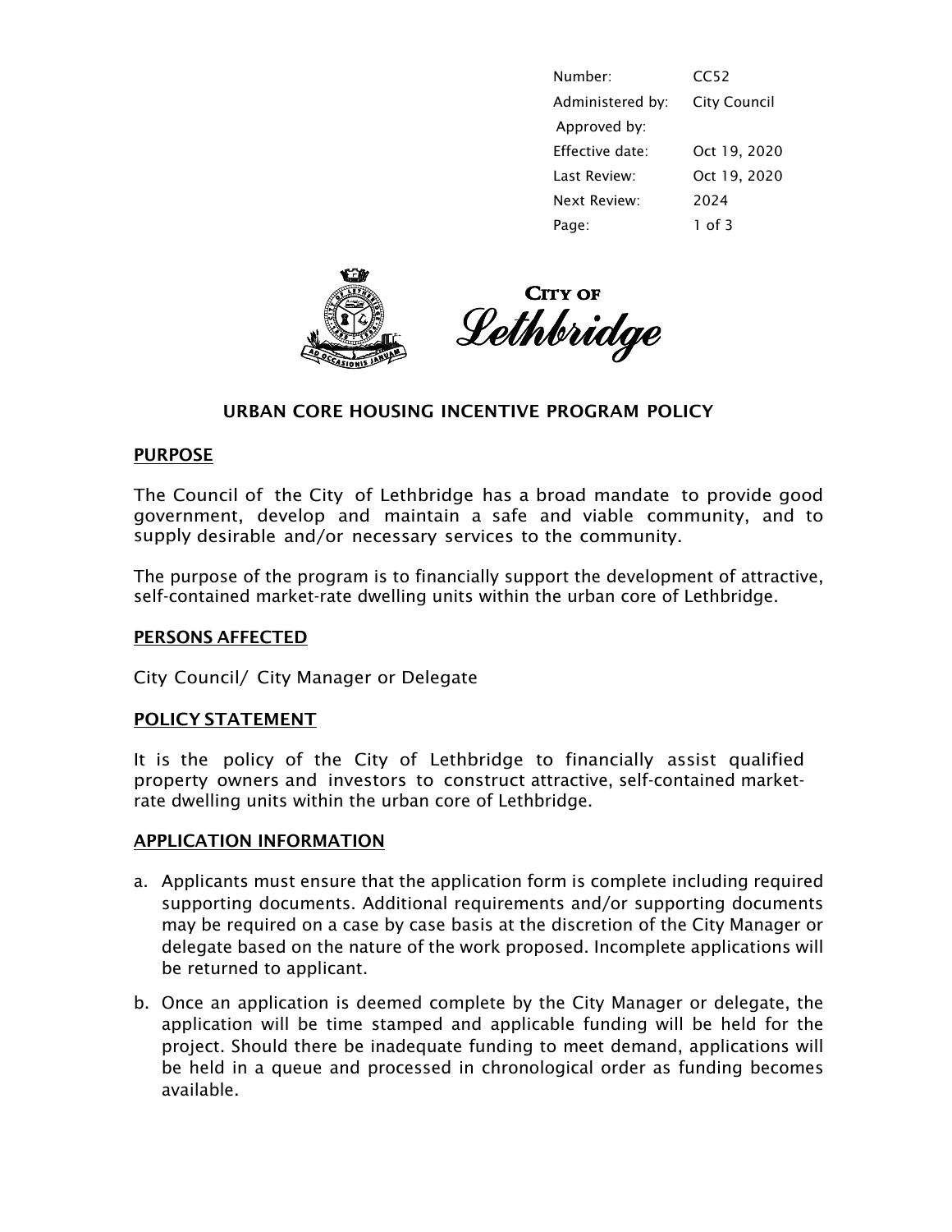| | |
|---|---|
| Number: | CC52 |
| Administered by: | City Council |
| Approved by: | |
| Effective date: | Oct 19, 2020 |
| Last Review: | Oct 19, 2020 |
| Next Review: | 2024 |

CITY OF Lethbridge

# URBAN CORE HOUSING INCENTIVE PROGRAM POLICY

## PURPOSE

The Council of the City of Lethbridge has a broad mandate to provide good government, develop and maintain a safe and viable community, and to supply desirable and/or necessary services to the community.

The purpose of the program is to financially support the development of attractive, self-contained market-rate dwelling units within the urban core of Lethbridge.

## PERSONS AFFECTED

City Council/ City Manager or Delegate

## POLICY STATEMENT

It is the policy of the City of Lethbridge to financially assist qualified property owners and investors to construct attractive, self-contained market-rate dwelling units within the urban core of Lethbridge.

## APPLICATION INFORMATION

a. Applicants must ensure that the application form is complete including required supporting documents. Additional requirements and/or supporting documents may be required on a case by case basis at the discretion of the City Manager or delegate based on the nature of the work proposed. Incomplete applications will be returned to applicant.

b. Once an application is deemed complete by the City Manager or delegate, the application will be time stamped and applicable funding will be held for the project. Should there be inadequate funding to meet demand, applications will be held in a queue and processed in chronological order as funding becomes available.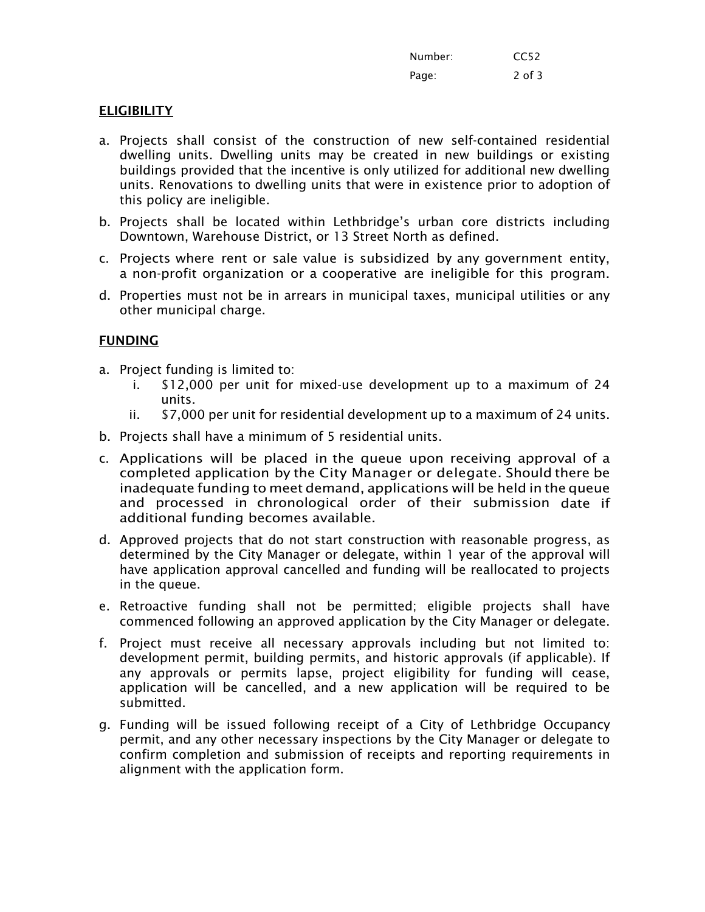## ELIGIBILITY

a. Projects shall consist of the construction of new self-contained residential dwelling units. Dwelling units may be created in new buildings or existing buildings provided that the incentive is only utilized for additional new dwelling units. Renovations to dwelling units that were in existence prior to adoption of this policy are ineligible.

b. Projects shall be located within Lethbridge's urban core districts including Downtown, Warehouse District, or 13 Street North as defined.

c. Projects where rent or sale value is subsidized by any government entity, a non-profit organization or a cooperative are ineligible for this program.

d. Properties must not be in arrears in municipal taxes, municipal utilities or any other municipal charge.

## FUNDING

a. Project funding is limited to:
   i. $12,000 per unit for mixed-use development up to a maximum of 24 units.
   ii. $7,000 per unit for residential development up to a maximum of 24 units.

b. Projects shall have a minimum of 5 residential units.

c. Applications will be placed in the queue upon receiving approval of a completed application by the City Manager or delegate. Should there be inadequate funding to meet demand, applications will be held in the queue and processed in chronological order of their submission date if additional funding becomes available.

d. Approved projects that do not start construction with reasonable progress, as determined by the City Manager or delegate, within 1 year of the approval will have application approval cancelled and funding will be reallocated to projects in the queue.

e. Retroactive funding shall not be permitted; eligible projects shall have commenced following an approved application by the City Manager or delegate.

f. Project must receive all necessary approvals including but not limited to: development permit, building permits, and historic approvals (if applicable). If any approvals or permits lapse, project eligibility for funding will cease, application will be cancelled, and a new application will be required to be submitted.

g. Funding will be issued following receipt of a City of Lethbridge Occupancy permit, and any other necessary inspections by the City Manager or delegate to confirm completion and submission of receipts and reporting requirements in alignment with the application form.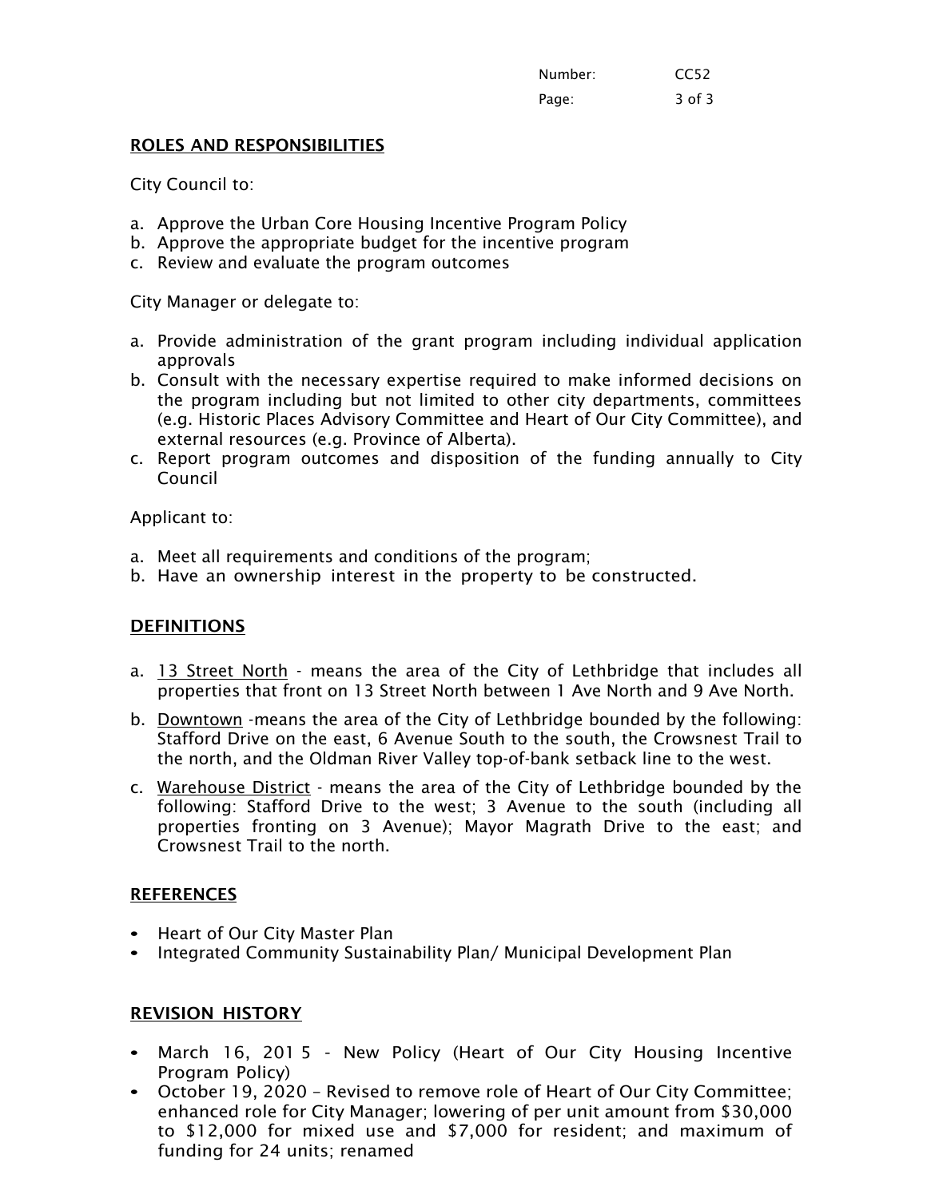## ROLES AND RESPONSIBILITIES

City Council to:

a. Approve the Urban Core Housing Incentive Program Policy
b. Approve the appropriate budget for the incentive program
c. Review and evaluate the program outcomes

City Manager or delegate to:

a. Provide administration of the grant program including individual application approvals
b. Consult with the necessary expertise required to make informed decisions on the program including but not limited to other city departments, committees (e.g. Historic Places Advisory Committee and Heart of Our City Committee), and external resources (e.g. Province of Alberta).
c. Report program outcomes and disposition of the funding annually to City Council

Applicant to:

a. Meet all requirements and conditions of the program;
b. Have an ownership interest in the property to be constructed.

## DEFINITIONS

a. 13 Street North - means the area of the City of Lethbridge that includes all properties that front on 13 Street North between 1 Ave North and 9 Ave North.
b. Downtown -means the area of the City of Lethbridge bounded by the following: Stafford Drive on the east, 6 Avenue South to the south, the Crowsnest Trail to the north, and the Oldman River Valley top-of-bank setback line to the west.
c. Warehouse District - means the area of the City of Lethbridge bounded by the following: Stafford Drive to the west; 3 Avenue to the south (including all properties fronting on 3 Avenue); Mayor Magrath Drive to the east; and Crowsnest Trail to the north.

## REFERENCES

- Heart of Our City Master Plan
- Integrated Community Sustainability Plan/ Municipal Development Plan

## REVISION HISTORY

- March 16, 2015 - New Policy (Heart of Our City Housing Incentive Program Policy)
- October 19, 2020 – Revised to remove role of Heart of Our City Committee; enhanced role for City Manager; lowering of per unit amount from $30,000 to $12,000 for mixed use and $7,000 for resident; and maximum of funding for 24 units; renamed